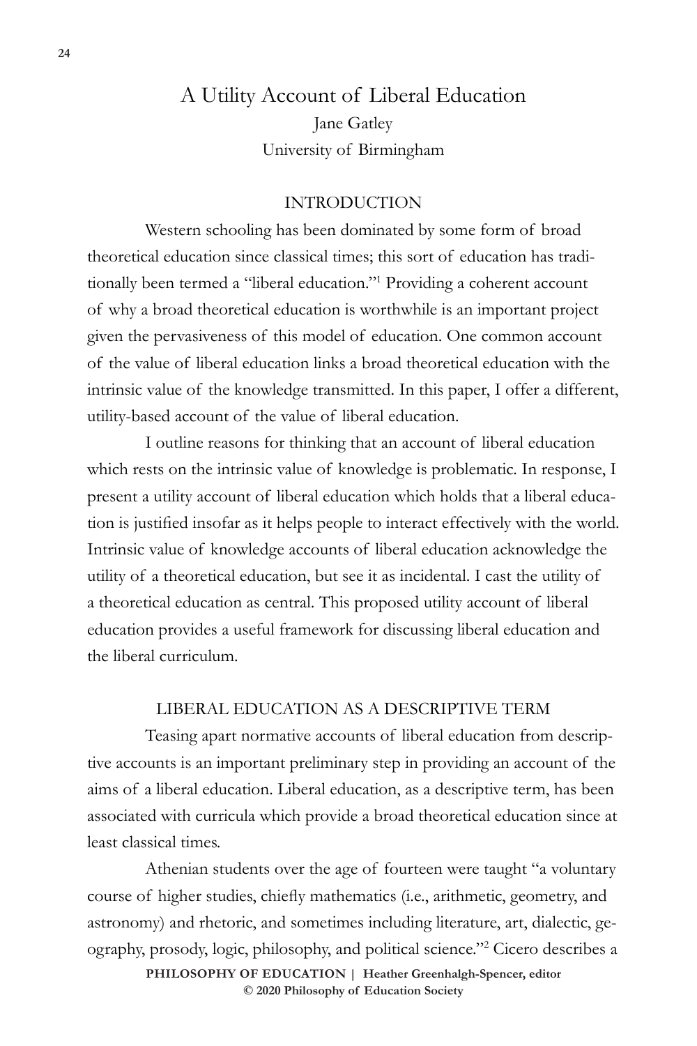# A Utility Account of Liberal Education

Jane Gatley
University of Birmingham

## INTRODUCTION

Western schooling has been dominated by some form of broad theoretical education since classical times; this sort of education has traditionally been termed a "liberal education."[1] Providing a coherent account of why a broad theoretical education is worthwhile is an important project given the pervasiveness of this model of education. One common account of the value of liberal education links a broad theoretical education with the intrinsic value of the knowledge transmitted. In this paper, I offer a different, utility-based account of the value of liberal education.

I outline reasons for thinking that an account of liberal education which rests on the intrinsic value of knowledge is problematic. In response, I present a utility account of liberal education which holds that a liberal education is justified insofar as it helps people to interact effectively with the world. Intrinsic value of knowledge accounts of liberal education acknowledge the utility of a theoretical education, but see it as incidental. I cast the utility of a theoretical education as central. This proposed utility account of liberal education provides a useful framework for discussing liberal education and the liberal curriculum.

## LIBERAL EDUCATION AS A DESCRIPTIVE TERM

Teasing apart normative accounts of liberal education from descriptive accounts is an important preliminary step in providing an account of the aims of a liberal education. Liberal education, as a descriptive term, has been associated with curricula which provide a broad theoretical education since at least classical times.

Athenian students over the age of fourteen were taught "a voluntary course of higher studies, chiefly mathematics (i.e., arithmetic, geometry, and astronomy) and rhetoric, and sometimes including literature, art, dialectic, geography, prosody, logic, philosophy, and political science."[2] Cicero describes a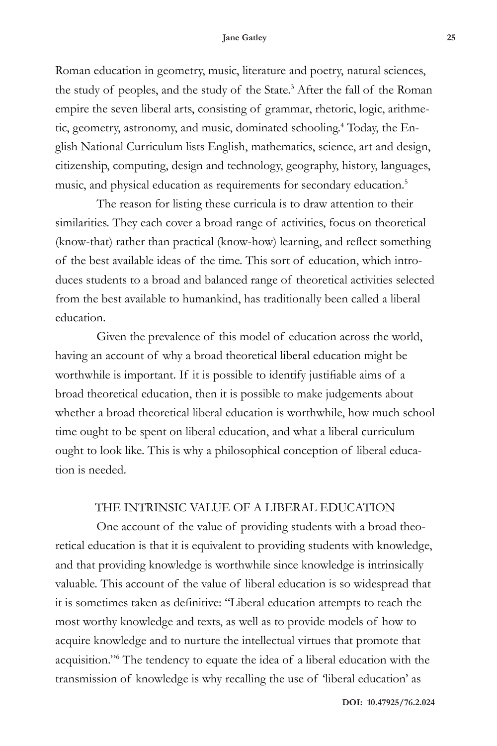Roman education in geometry, music, literature and poetry, natural sciences, the study of peoples, and the study of the State.[3] After the fall of the Roman empire the seven liberal arts, consisting of grammar, rhetoric, logic, arithmetic, geometry, astronomy, and music, dominated schooling.[4] Today, the English National Curriculum lists English, mathematics, science, art and design, citizenship, computing, design and technology, geography, history, languages, music, and physical education as requirements for secondary education.[5]

The reason for listing these curricula is to draw attention to their similarities. They each cover a broad range of activities, focus on theoretical (know-that) rather than practical (know-how) learning, and reflect something of the best available ideas of the time. This sort of education, which introduces students to a broad and balanced range of theoretical activities selected from the best available to humankind, has traditionally been called a liberal education.

Given the prevalence of this model of education across the world, having an account of why a broad theoretical liberal education might be worthwhile is important. If it is possible to identify justifiable aims of a broad theoretical education, then it is possible to make judgements about whether a broad theoretical liberal education is worthwhile, how much school time ought to be spent on liberal education, and what a liberal curriculum ought to look like. This is why a philosophical conception of liberal education is needed.

## THE INTRINSIC VALUE OF A LIBERAL EDUCATION

One account of the value of providing students with a broad theoretical education is that it is equivalent to providing students with knowledge, and that providing knowledge is worthwhile since knowledge is intrinsically valuable. This account of the value of liberal education is so widespread that it is sometimes taken as definitive: "Liberal education attempts to teach the most worthy knowledge and texts, as well as to provide models of how to acquire knowledge and to nurture the intellectual virtues that promote that acquisition."[6] The tendency to equate the idea of a liberal education with the transmission of knowledge is why recalling the use of 'liberal education' as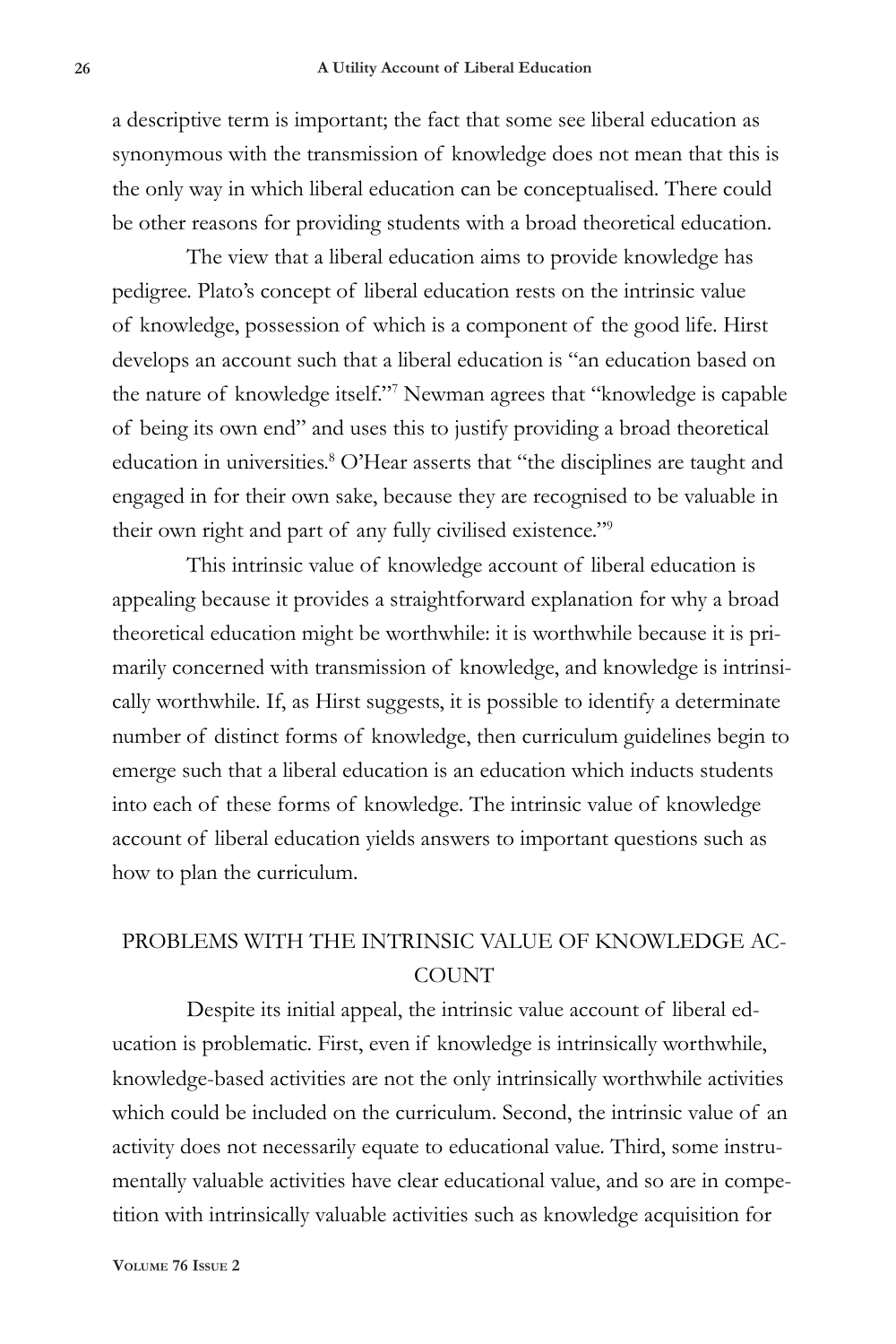a descriptive term is important; the fact that some see liberal education as synonymous with the transmission of knowledge does not mean that this is the only way in which liberal education can be conceptualised. There could be other reasons for providing students with a broad theoretical education.

The view that a liberal education aims to provide knowledge has pedigree. Plato's concept of liberal education rests on the intrinsic value of knowledge, possession of which is a component of the good life. Hirst develops an account such that a liberal education is "an education based on the nature of knowledge itself."[7] Newman agrees that "knowledge is capable of being its own end" and uses this to justify providing a broad theoretical education in universities.[8] O'Hear asserts that "the disciplines are taught and engaged in for their own sake, because they are recognised to be valuable in their own right and part of any fully civilised existence."[9]

This intrinsic value of knowledge account of liberal education is appealing because it provides a straightforward explanation for why a broad theoretical education might be worthwhile: it is worthwhile because it is primarily concerned with transmission of knowledge, and knowledge is intrinsically worthwhile. If, as Hirst suggests, it is possible to identify a determinate number of distinct forms of knowledge, then curriculum guidelines begin to emerge such that a liberal education is an education which inducts students into each of these forms of knowledge. The intrinsic value of knowledge account of liberal education yields answers to important questions such as how to plan the curriculum.

## PROBLEMS WITH THE INTRINSIC VALUE OF KNOWLEDGE ACCOUNT

Despite its initial appeal, the intrinsic value account of liberal education is problematic. First, even if knowledge is intrinsically worthwhile, knowledge-based activities are not the only intrinsically worthwhile activities which could be included on the curriculum. Second, the intrinsic value of an activity does not necessarily equate to educational value. Third, some instrumentally valuable activities have clear educational value, and so are in competition with intrinsically valuable activities such as knowledge acquisition for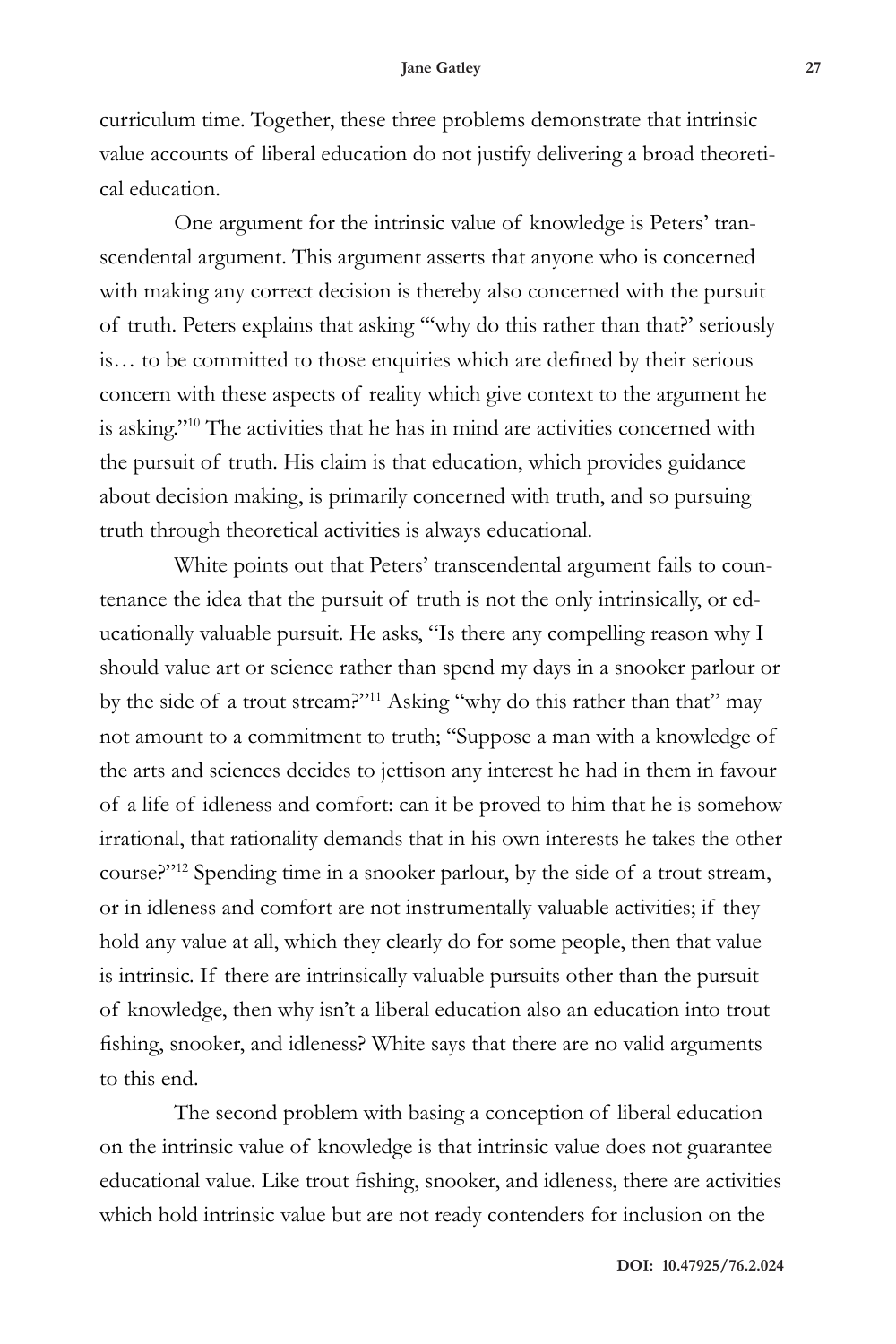curriculum time. Together, these three problems demonstrate that intrinsic value accounts of liberal education do not justify delivering a broad theoretical education.

One argument for the intrinsic value of knowledge is Peters' transcendental argument. This argument asserts that anyone who is concerned with making any correct decision is thereby also concerned with the pursuit of truth. Peters explains that asking "'why do this rather than that?' seriously is… to be committed to those enquiries which are defined by their serious concern with these aspects of reality which give context to the argument he is asking."[10] The activities that he has in mind are activities concerned with the pursuit of truth. His claim is that education, which provides guidance about decision making, is primarily concerned with truth, and so pursuing truth through theoretical activities is always educational.

White points out that Peters' transcendental argument fails to countenance the idea that the pursuit of truth is not the only intrinsically, or educationally valuable pursuit. He asks, "Is there any compelling reason why I should value art or science rather than spend my days in a snooker parlour or by the side of a trout stream?"[11] Asking "why do this rather than that" may not amount to a commitment to truth; "Suppose a man with a knowledge of the arts and sciences decides to jettison any interest he had in them in favour of a life of idleness and comfort: can it be proved to him that he is somehow irrational, that rationality demands that in his own interests he takes the other course?"[12] Spending time in a snooker parlour, by the side of a trout stream, or in idleness and comfort are not instrumentally valuable activities; if they hold any value at all, which they clearly do for some people, then that value is intrinsic. If there are intrinsically valuable pursuits other than the pursuit of knowledge, then why isn't a liberal education also an education into trout fishing, snooker, and idleness? White says that there are no valid arguments to this end.

The second problem with basing a conception of liberal education on the intrinsic value of knowledge is that intrinsic value does not guarantee educational value. Like trout fishing, snooker, and idleness, there are activities which hold intrinsic value but are not ready contenders for inclusion on the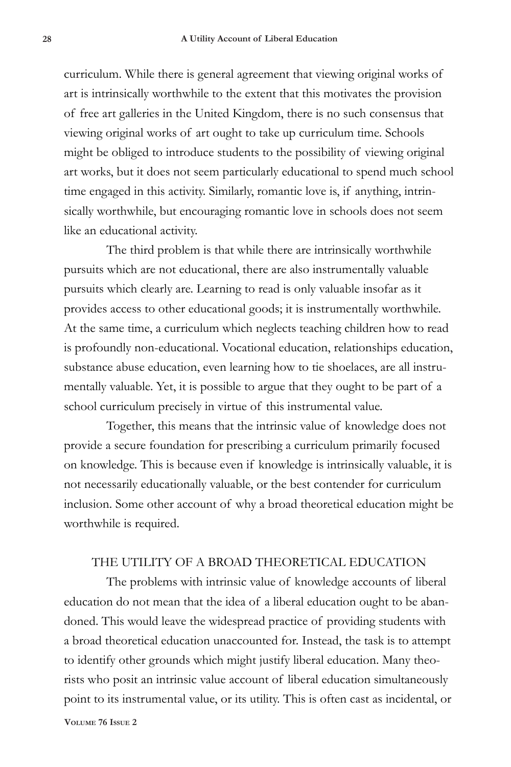curriculum. While there is general agreement that viewing original works of art is intrinsically worthwhile to the extent that this motivates the provision of free art galleries in the United Kingdom, there is no such consensus that viewing original works of art ought to take up curriculum time. Schools might be obliged to introduce students to the possibility of viewing original art works, but it does not seem particularly educational to spend much school time engaged in this activity. Similarly, romantic love is, if anything, intrinsically worthwhile, but encouraging romantic love in schools does not seem like an educational activity.

The third problem is that while there are intrinsically worthwhile pursuits which are not educational, there are also instrumentally valuable pursuits which clearly are. Learning to read is only valuable insofar as it provides access to other educational goods; it is instrumentally worthwhile. At the same time, a curriculum which neglects teaching children how to read is profoundly non-educational. Vocational education, relationships education, substance abuse education, even learning how to tie shoelaces, are all instrumentally valuable. Yet, it is possible to argue that they ought to be part of a school curriculum precisely in virtue of this instrumental value.

Together, this means that the intrinsic value of knowledge does not provide a secure foundation for prescribing a curriculum primarily focused on knowledge. This is because even if knowledge is intrinsically valuable, it is not necessarily educationally valuable, or the best contender for curriculum inclusion. Some other account of why a broad theoretical education might be worthwhile is required.

## THE UTILITY OF A BROAD THEORETICAL EDUCATION

The problems with intrinsic value of knowledge accounts of liberal education do not mean that the idea of a liberal education ought to be abandoned. This would leave the widespread practice of providing students with a broad theoretical education unaccounted for. Instead, the task is to attempt to identify other grounds which might justify liberal education. Many theorists who posit an intrinsic value account of liberal education simultaneously point to its instrumental value, or its utility. This is often cast as incidental, or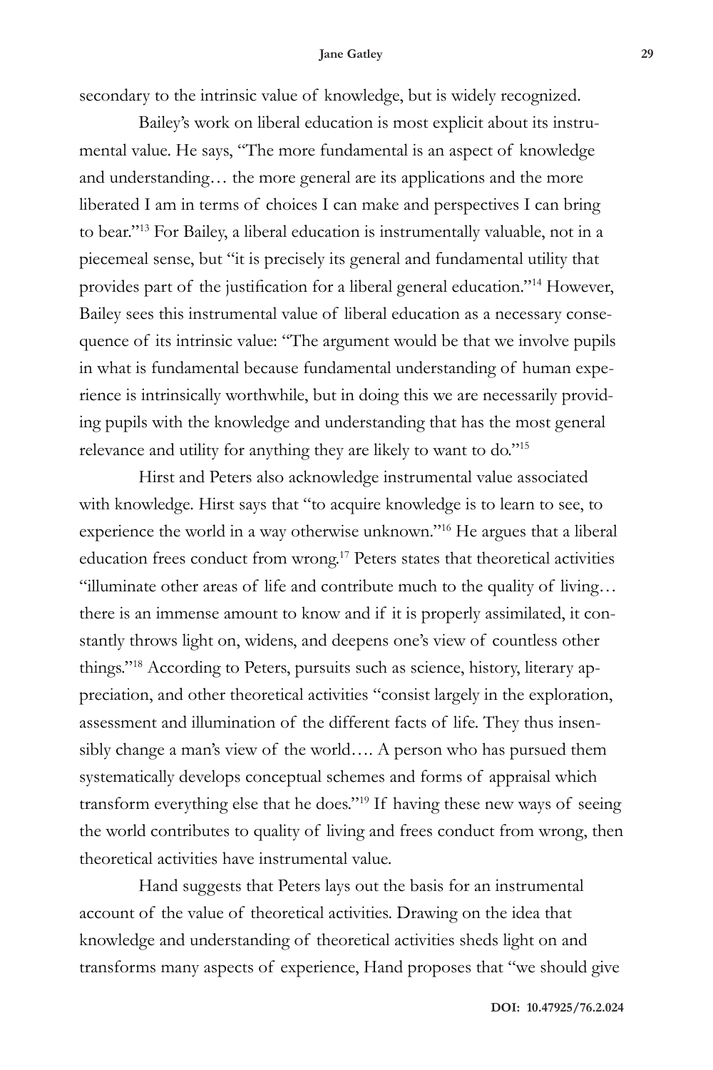secondary to the intrinsic value of knowledge, but is widely recognized.

Bailey's work on liberal education is most explicit about its instrumental value. He says, "The more fundamental is an aspect of knowledge and understanding… the more general are its applications and the more liberated I am in terms of choices I can make and perspectives I can bring to bear."[13] For Bailey, a liberal education is instrumentally valuable, not in a piecemeal sense, but "it is precisely its general and fundamental utility that provides part of the justification for a liberal general education."[14] However, Bailey sees this instrumental value of liberal education as a necessary consequence of its intrinsic value: "The argument would be that we involve pupils in what is fundamental because fundamental understanding of human experience is intrinsically worthwhile, but in doing this we are necessarily providing pupils with the knowledge and understanding that has the most general relevance and utility for anything they are likely to want to do."[15]

Hirst and Peters also acknowledge instrumental value associated with knowledge. Hirst says that "to acquire knowledge is to learn to see, to experience the world in a way otherwise unknown."[16] He argues that a liberal education frees conduct from wrong.[17] Peters states that theoretical activities "illuminate other areas of life and contribute much to the quality of living… there is an immense amount to know and if it is properly assimilated, it constantly throws light on, widens, and deepens one's view of countless other things."[18] According to Peters, pursuits such as science, history, literary appreciation, and other theoretical activities "consist largely in the exploration, assessment and illumination of the different facts of life. They thus insensibly change a man's view of the world…. A person who has pursued them systematically develops conceptual schemes and forms of appraisal which transform everything else that he does."[19] If having these new ways of seeing the world contributes to quality of living and frees conduct from wrong, then theoretical activities have instrumental value.

Hand suggests that Peters lays out the basis for an instrumental account of the value of theoretical activities. Drawing on the idea that knowledge and understanding of theoretical activities sheds light on and transforms many aspects of experience, Hand proposes that "we should give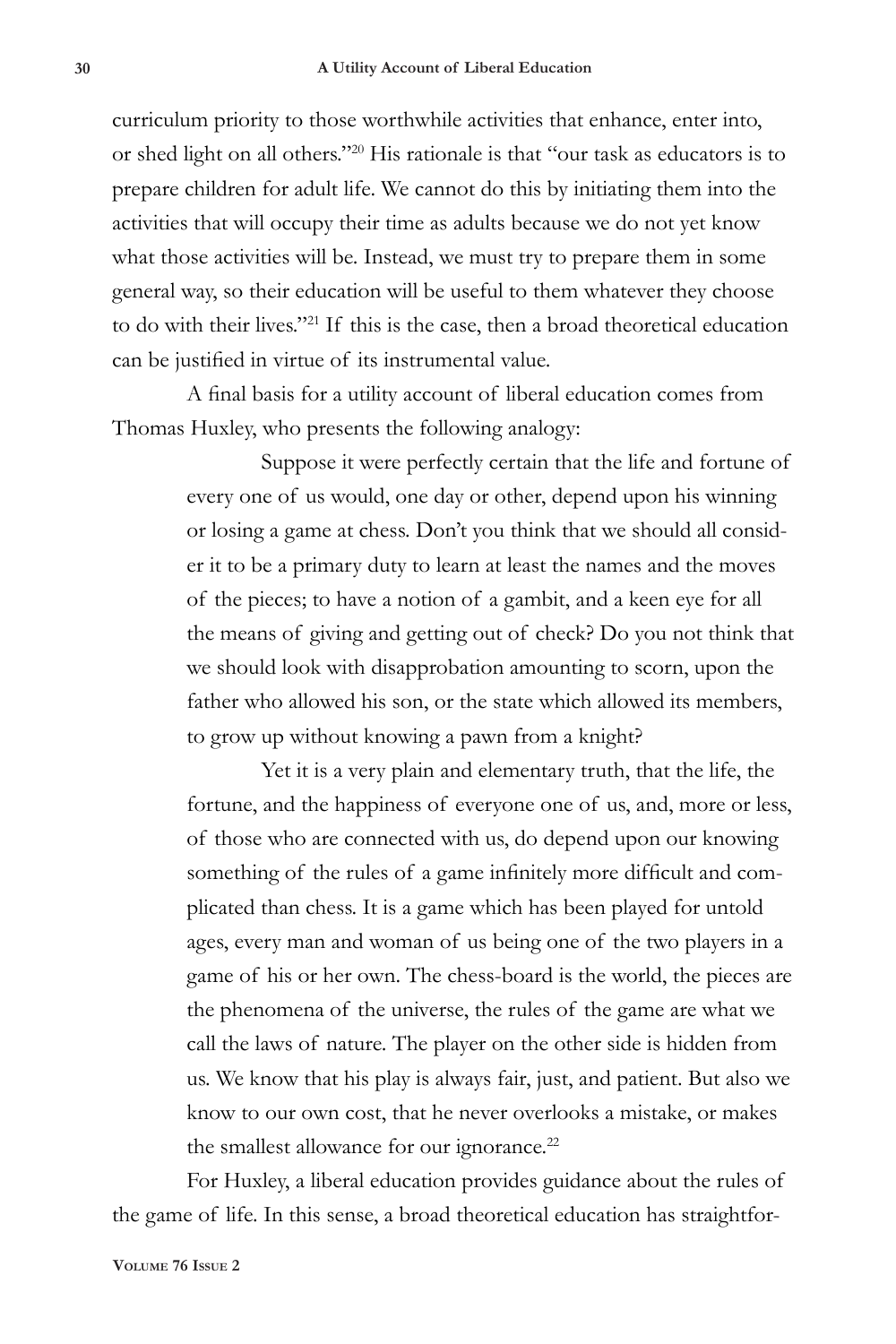curriculum priority to those worthwhile activities that enhance, enter into, or shed light on all others."[20] His rationale is that "our task as educators is to prepare children for adult life. We cannot do this by initiating them into the activities that will occupy their time as adults because we do not yet know what those activities will be. Instead, we must try to prepare them in some general way, so their education will be useful to them whatever they choose to do with their lives."[21] If this is the case, then a broad theoretical education can be justified in virtue of its instrumental value.

A final basis for a utility account of liberal education comes from Thomas Huxley, who presents the following analogy:

> Suppose it were perfectly certain that the life and fortune of every one of us would, one day or other, depend upon his winning or losing a game at chess. Don't you think that we should all consider it to be a primary duty to learn at least the names and the moves of the pieces; to have a notion of a gambit, and a keen eye for all the means of giving and getting out of check? Do you not think that we should look with disapprobation amounting to scorn, upon the father who allowed his son, or the state which allowed its members, to grow up without knowing a pawn from a knight?
>
> Yet it is a very plain and elementary truth, that the life, the fortune, and the happiness of everyone one of us, and, more or less, of those who are connected with us, do depend upon our knowing something of the rules of a game infinitely more difficult and complicated than chess. It is a game which has been played for untold ages, every man and woman of us being one of the two players in a game of his or her own. The chess-board is the world, the pieces are the phenomena of the universe, the rules of the game are what we call the laws of nature. The player on the other side is hidden from us. We know that his play is always fair, just, and patient. But also we know to our own cost, that he never overlooks a mistake, or makes the smallest allowance for our ignorance.[22]

For Huxley, a liberal education provides guidance about the rules of the game of life. In this sense, a broad theoretical education has straightfor-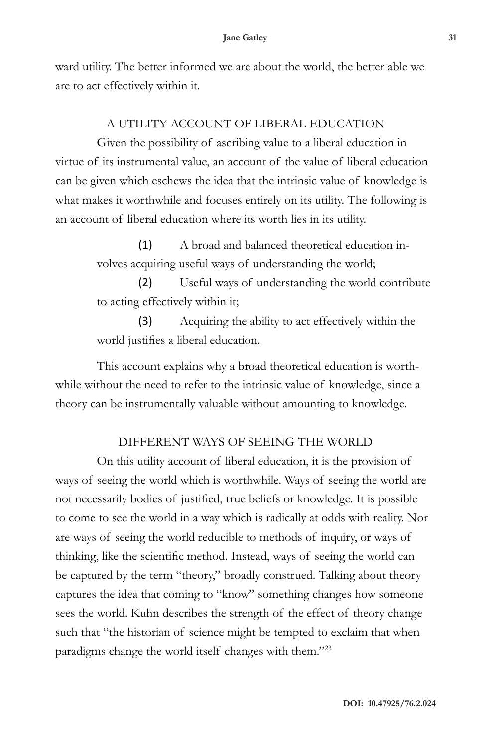ward utility. The better informed we are about the world, the better able we are to act effectively within it.

## A UTILITY ACCOUNT OF LIBERAL EDUCATION

Given the possibility of ascribing value to a liberal education in virtue of its instrumental value, an account of the value of liberal education can be given which eschews the idea that the intrinsic value of knowledge is what makes it worthwhile and focuses entirely on its utility. The following is an account of liberal education where its worth lies in its utility.

> (1) A broad and balanced theoretical education involves acquiring useful ways of understanding the world;
>
> (2) Useful ways of understanding the world contribute to acting effectively within it;
>
> (3) Acquiring the ability to act effectively within the world justifies a liberal education.

This account explains why a broad theoretical education is worthwhile without the need to refer to the intrinsic value of knowledge, since a theory can be instrumentally valuable without amounting to knowledge.

## DIFFERENT WAYS OF SEEING THE WORLD

On this utility account of liberal education, it is the provision of ways of seeing the world which is worthwhile. Ways of seeing the world are not necessarily bodies of justified, true beliefs or knowledge. It is possible to come to see the world in a way which is radically at odds with reality. Nor are ways of seeing the world reducible to methods of inquiry, or ways of thinking, like the scientific method. Instead, ways of seeing the world can be captured by the term "theory," broadly construed. Talking about theory captures the idea that coming to "know" something changes how someone sees the world. Kuhn describes the strength of the effect of theory change such that "the historian of science might be tempted to exclaim that when paradigms change the world itself changes with them."[23]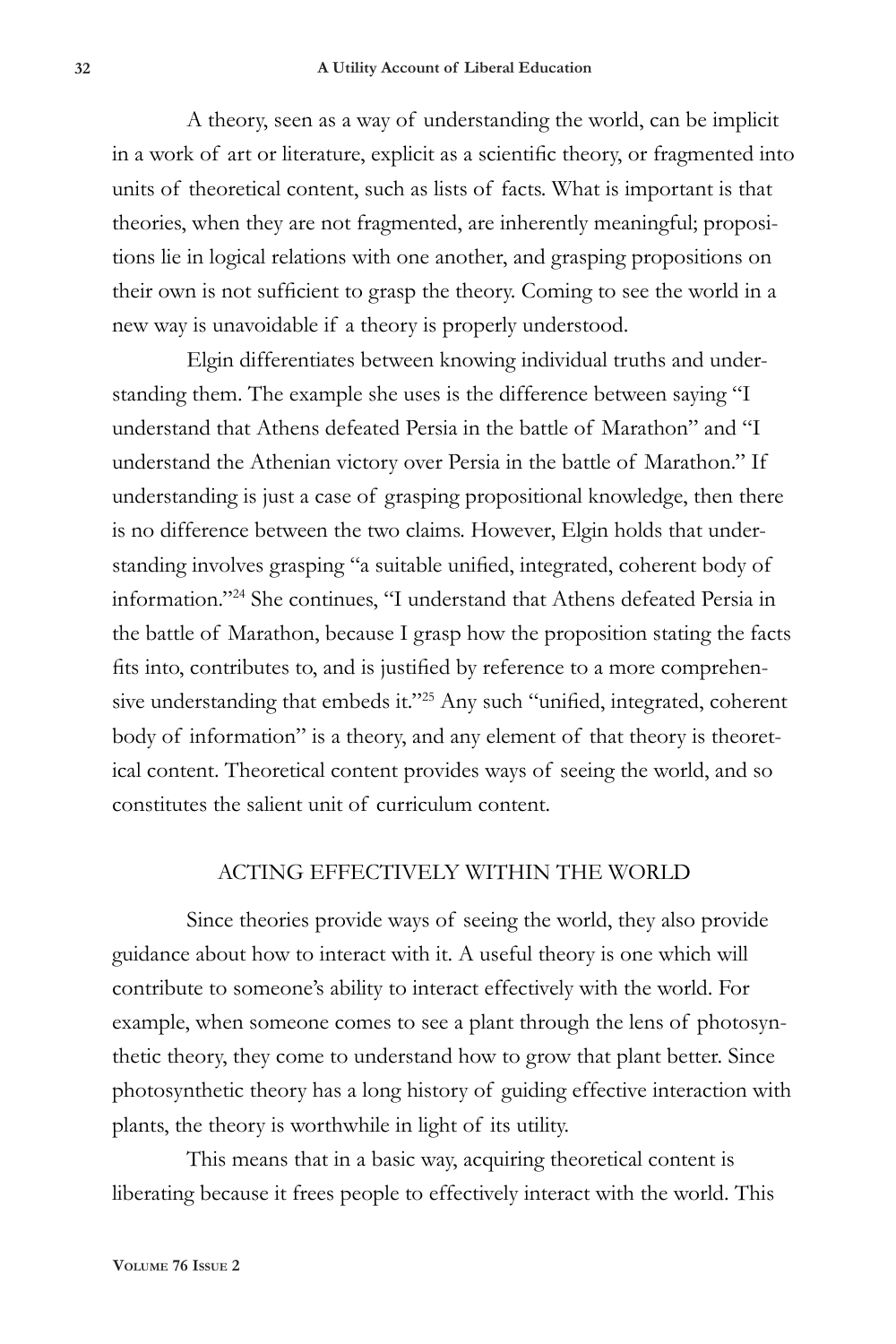A theory, seen as a way of understanding the world, can be implicit in a work of art or literature, explicit as a scientific theory, or fragmented into units of theoretical content, such as lists of facts. What is important is that theories, when they are not fragmented, are inherently meaningful; propositions lie in logical relations with one another, and grasping propositions on their own is not sufficient to grasp the theory. Coming to see the world in a new way is unavoidable if a theory is properly understood.

Elgin differentiates between knowing individual truths and understanding them. The example she uses is the difference between saying "I understand that Athens defeated Persia in the battle of Marathon" and "I understand the Athenian victory over Persia in the battle of Marathon." If understanding is just a case of grasping propositional knowledge, then there is no difference between the two claims. However, Elgin holds that understanding involves grasping "a suitable unified, integrated, coherent body of information."[24] She continues, "I understand that Athens defeated Persia in the battle of Marathon, because I grasp how the proposition stating the facts fits into, contributes to, and is justified by reference to a more comprehensive understanding that embeds it."[25] Any such "unified, integrated, coherent body of information" is a theory, and any element of that theory is theoretical content. Theoretical content provides ways of seeing the world, and so constitutes the salient unit of curriculum content.

## ACTING EFFECTIVELY WITHIN THE WORLD

Since theories provide ways of seeing the world, they also provide guidance about how to interact with it. A useful theory is one which will contribute to someone's ability to interact effectively with the world. For example, when someone comes to see a plant through the lens of photosynthetic theory, they come to understand how to grow that plant better. Since photosynthetic theory has a long history of guiding effective interaction with plants, the theory is worthwhile in light of its utility.

This means that in a basic way, acquiring theoretical content is liberating because it frees people to effectively interact with the world. This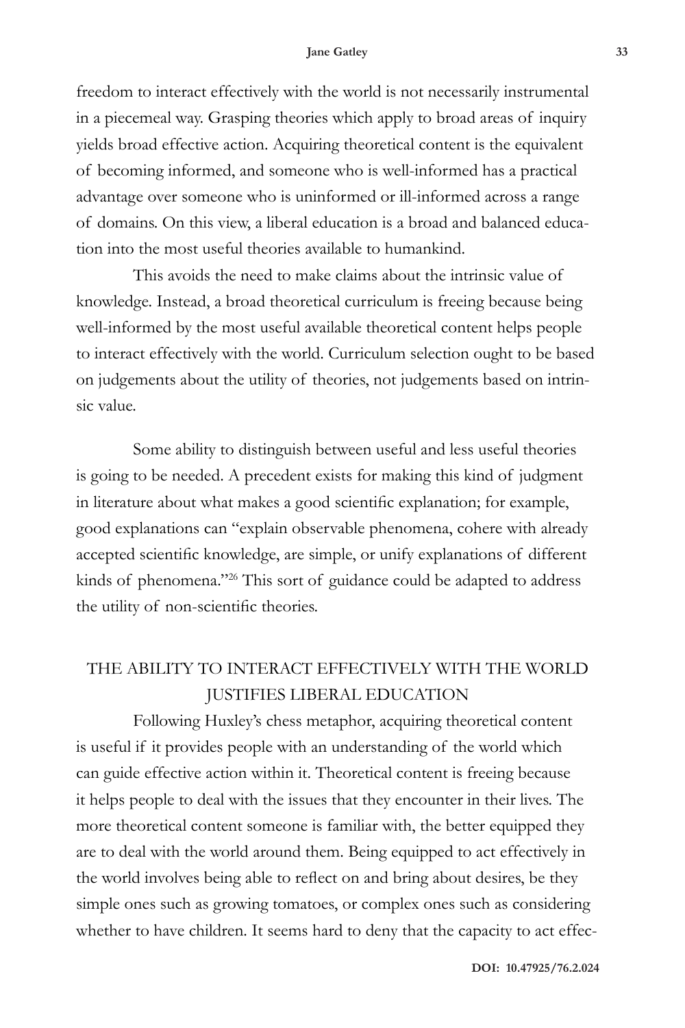freedom to interact effectively with the world is not necessarily instrumental in a piecemeal way. Grasping theories which apply to broad areas of inquiry yields broad effective action. Acquiring theoretical content is the equivalent of becoming informed, and someone who is well-informed has a practical advantage over someone who is uninformed or ill-informed across a range of domains. On this view, a liberal education is a broad and balanced education into the most useful theories available to humankind.

This avoids the need to make claims about the intrinsic value of knowledge. Instead, a broad theoretical curriculum is freeing because being well-informed by the most useful available theoretical content helps people to interact effectively with the world. Curriculum selection ought to be based on judgements about the utility of theories, not judgements based on intrinsic value.

Some ability to distinguish between useful and less useful theories is going to be needed. A precedent exists for making this kind of judgment in literature about what makes a good scientific explanation; for example, good explanations can "explain observable phenomena, cohere with already accepted scientific knowledge, are simple, or unify explanations of different kinds of phenomena."[26] This sort of guidance could be adapted to address the utility of non-scientific theories.

## THE ABILITY TO INTERACT EFFECTIVELY WITH THE WORLD JUSTIFIES LIBERAL EDUCATION

Following Huxley's chess metaphor, acquiring theoretical content is useful if it provides people with an understanding of the world which can guide effective action within it. Theoretical content is freeing because it helps people to deal with the issues that they encounter in their lives. The more theoretical content someone is familiar with, the better equipped they are to deal with the world around them. Being equipped to act effectively in the world involves being able to reflect on and bring about desires, be they simple ones such as growing tomatoes, or complex ones such as considering whether to have children. It seems hard to deny that the capacity to act effec-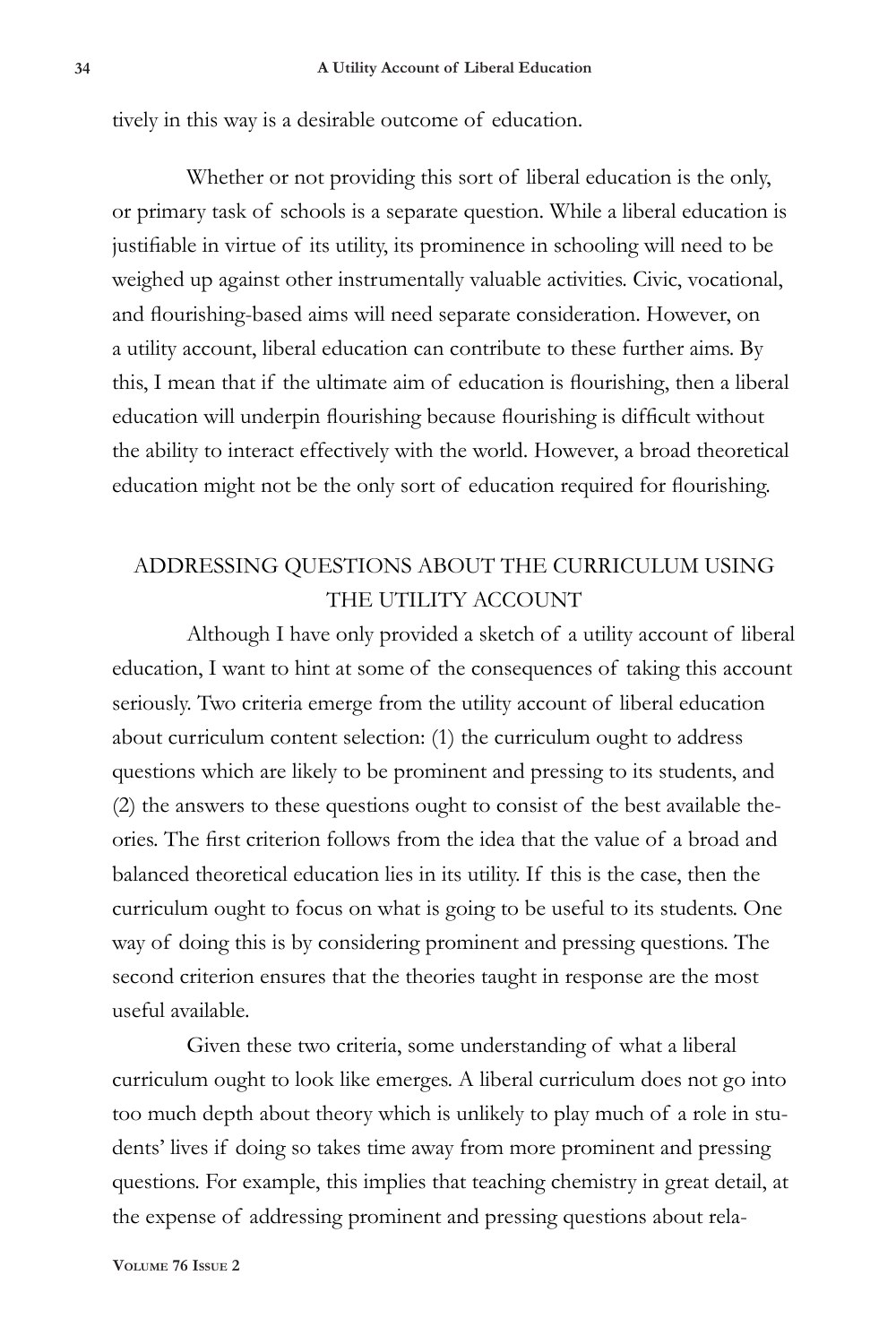tively in this way is a desirable outcome of education.

Whether or not providing this sort of liberal education is the only, or primary task of schools is a separate question. While a liberal education is justifiable in virtue of its utility, its prominence in schooling will need to be weighed up against other instrumentally valuable activities. Civic, vocational, and flourishing-based aims will need separate consideration. However, on a utility account, liberal education can contribute to these further aims. By this, I mean that if the ultimate aim of education is flourishing, then a liberal education will underpin flourishing because flourishing is difficult without the ability to interact effectively with the world. However, a broad theoretical education might not be the only sort of education required for flourishing.

## ADDRESSING QUESTIONS ABOUT THE CURRICULUM USING THE UTILITY ACCOUNT

Although I have only provided a sketch of a utility account of liberal education, I want to hint at some of the consequences of taking this account seriously. Two criteria emerge from the utility account of liberal education about curriculum content selection: (1) the curriculum ought to address questions which are likely to be prominent and pressing to its students, and (2) the answers to these questions ought to consist of the best available theories. The first criterion follows from the idea that the value of a broad and balanced theoretical education lies in its utility. If this is the case, then the curriculum ought to focus on what is going to be useful to its students. One way of doing this is by considering prominent and pressing questions. The second criterion ensures that the theories taught in response are the most useful available.

Given these two criteria, some understanding of what a liberal curriculum ought to look like emerges. A liberal curriculum does not go into too much depth about theory which is unlikely to play much of a role in students' lives if doing so takes time away from more prominent and pressing questions. For example, this implies that teaching chemistry in great detail, at the expense of addressing prominent and pressing questions about rela-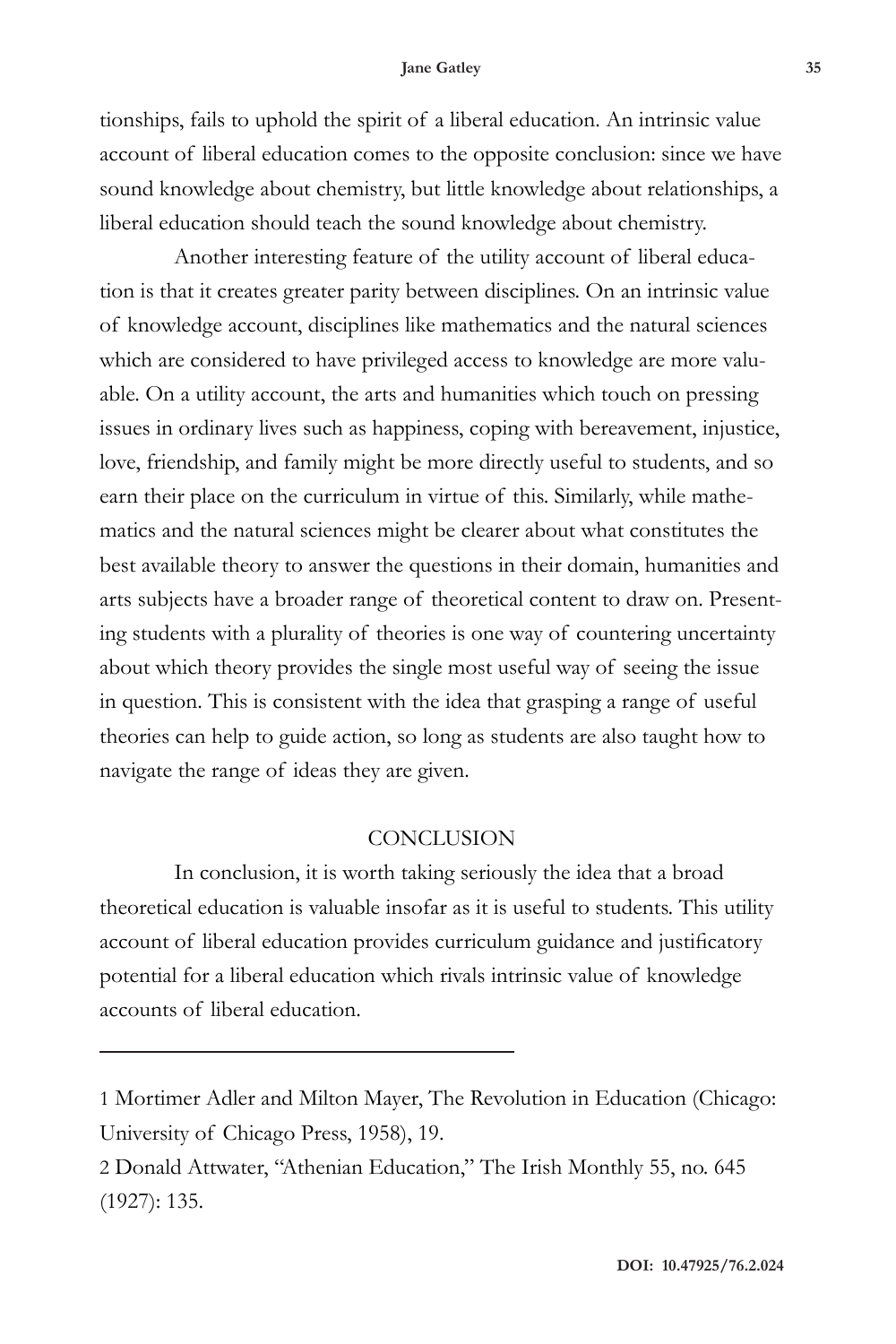tionships, fails to uphold the spirit of a liberal education. An intrinsic value account of liberal education comes to the opposite conclusion: since we have sound knowledge about chemistry, but little knowledge about relationships, a liberal education should teach the sound knowledge about chemistry.

Another interesting feature of the utility account of liberal education is that it creates greater parity between disciplines. On an intrinsic value of knowledge account, disciplines like mathematics and the natural sciences which are considered to have privileged access to knowledge are more valuable. On a utility account, the arts and humanities which touch on pressing issues in ordinary lives such as happiness, coping with bereavement, injustice, love, friendship, and family might be more directly useful to students, and so earn their place on the curriculum in virtue of this. Similarly, while mathematics and the natural sciences might be clearer about what constitutes the best available theory to answer the questions in their domain, humanities and arts subjects have a broader range of theoretical content to draw on. Presenting students with a plurality of theories is one way of countering uncertainty about which theory provides the single most useful way of seeing the issue in question. This is consistent with the idea that grasping a range of useful theories can help to guide action, so long as students are also taught how to navigate the range of ideas they are given.

## CONCLUSION

In conclusion, it is worth taking seriously the idea that a broad theoretical education is valuable insofar as it is useful to students. This utility account of liberal education provides curriculum guidance and justificatory potential for a liberal education which rivals intrinsic value of knowledge accounts of liberal education.

---

1 Mortimer Adler and Milton Mayer, The Revolution in Education (Chicago: University of Chicago Press, 1958), 19.

2 Donald Attwater, "Athenian Education," The Irish Monthly 55, no. 645 (1927): 135.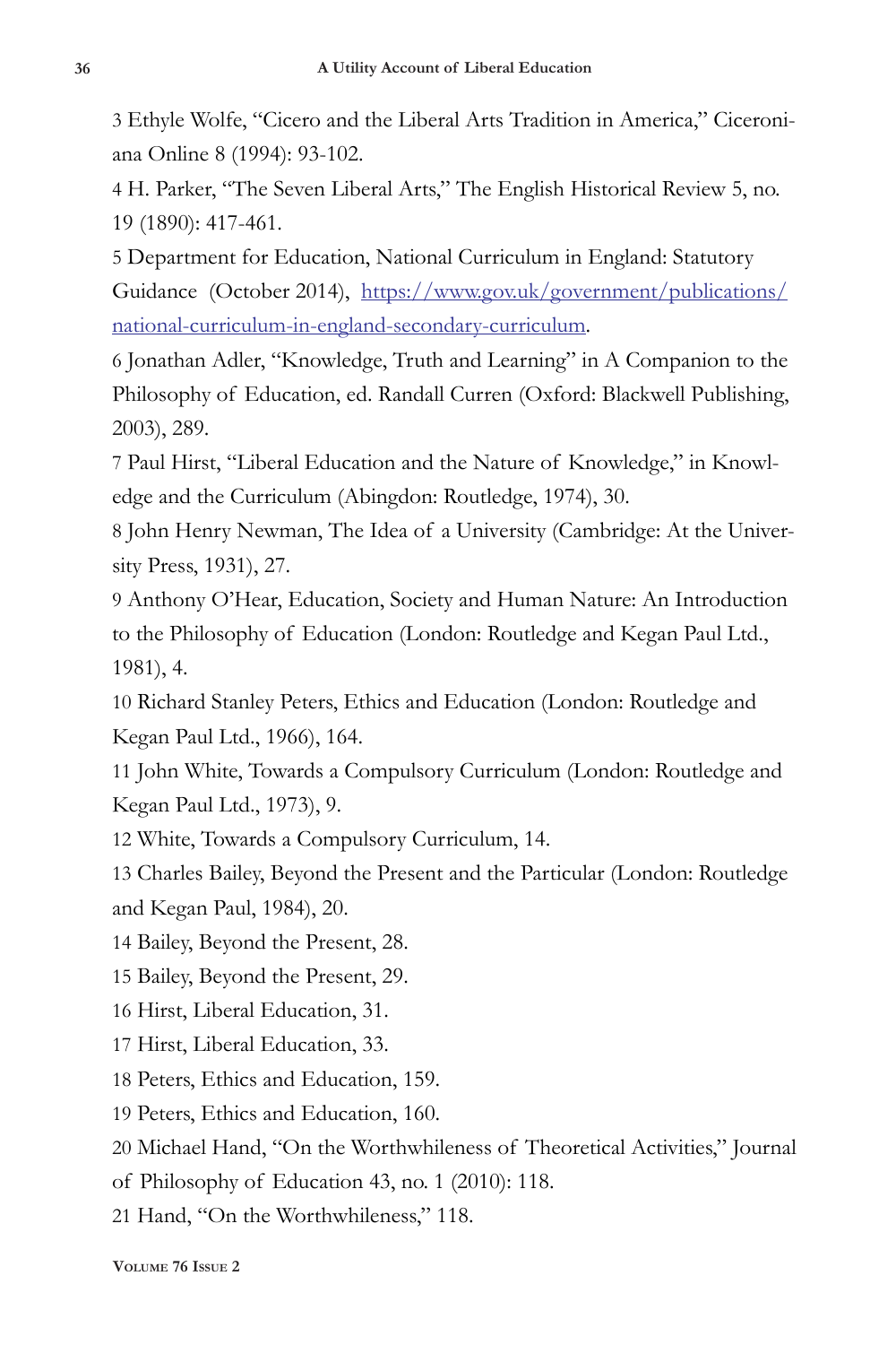3 Ethyle Wolfe, "Cicero and the Liberal Arts Tradition in America," Ciceroniana Online 8 (1994): 93-102.

4 H. Parker, "The Seven Liberal Arts," The English Historical Review 5, no. 19 (1890): 417-461.

5 Department for Education, National Curriculum in England: Statutory Guidance (October 2014), [https://www.gov.uk/government/publications/national-curriculum-in-england-secondary-curriculum](https://www.gov.uk/government/publications/national-curriculum-in-england-secondary-curriculum).

6 Jonathan Adler, "Knowledge, Truth and Learning" in A Companion to the Philosophy of Education, ed. Randall Curren (Oxford: Blackwell Publishing, 2003), 289.

7 Paul Hirst, "Liberal Education and the Nature of Knowledge," in Knowledge and the Curriculum (Abingdon: Routledge, 1974), 30.

8 John Henry Newman, The Idea of a University (Cambridge: At the University Press, 1931), 27.

9 Anthony O'Hear, Education, Society and Human Nature: An Introduction to the Philosophy of Education (London: Routledge and Kegan Paul Ltd., 1981), 4.

10 Richard Stanley Peters, Ethics and Education (London: Routledge and Kegan Paul Ltd., 1966), 164.

11 John White, Towards a Compulsory Curriculum (London: Routledge and Kegan Paul Ltd., 1973), 9.

12 White, Towards a Compulsory Curriculum, 14.

13 Charles Bailey, Beyond the Present and the Particular (London: Routledge and Kegan Paul, 1984), 20.

14 Bailey, Beyond the Present, 28.

15 Bailey, Beyond the Present, 29.

16 Hirst, Liberal Education, 31.

17 Hirst, Liberal Education, 33.

18 Peters, Ethics and Education, 159.

19 Peters, Ethics and Education, 160.

20 Michael Hand, "On the Worthwhileness of Theoretical Activities," Journal of Philosophy of Education 43, no. 1 (2010): 118.

21 Hand, "On the Worthwhileness," 118.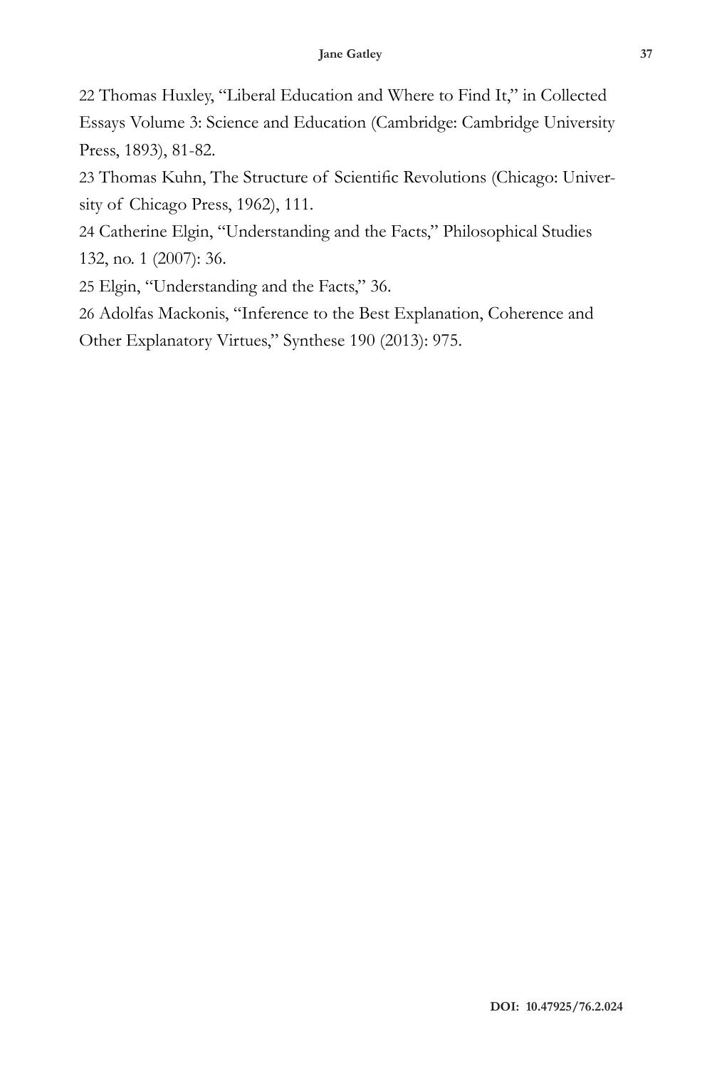22 Thomas Huxley, "Liberal Education and Where to Find It," in Collected Essays Volume 3: Science and Education (Cambridge: Cambridge University Press, 1893), 81-82.

23 Thomas Kuhn, The Structure of Scientific Revolutions (Chicago: University of Chicago Press, 1962), 111.

24 Catherine Elgin, "Understanding and the Facts," Philosophical Studies 132, no. 1 (2007): 36.

25 Elgin, "Understanding and the Facts," 36.

26 Adolfas Mackonis, "Inference to the Best Explanation, Coherence and Other Explanatory Virtues," Synthese 190 (2013): 975.